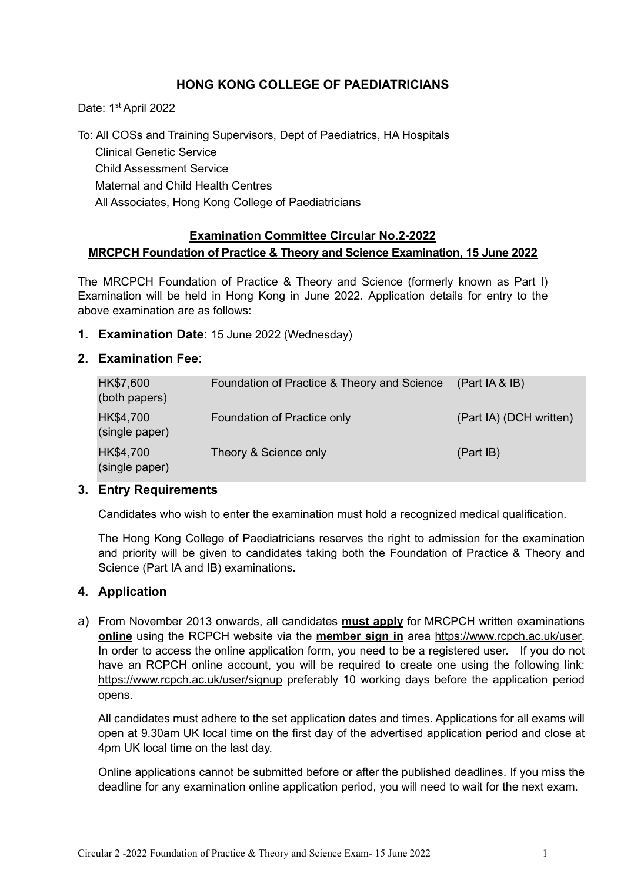# HONG KONG COLLEGE OF PAEDIATRICIANS

Date: 1st April 2022

To: All COSs and Training Supervisors, Dept of Paediatrics, HA Hospitals
Clinical Genetic Service
Child Assessment Service
Maternal and Child Health Centres
All Associates, Hong Kong College of Paediatricians

## Examination Committee Circular No.2-2022
## MRCPCH Foundation of Practice & Theory and Science Examination, 15 June 2022

The MRCPCH Foundation of Practice & Theory and Science (formerly known as Part I) Examination will be held in Hong Kong in June 2022. Application details for entry to the above examination are as follows:

1. **Examination Date**: 15 June 2022 (Wednesday)

2. **Examination Fee**:

| | | |
|---|---|---|
| HK$7,600 (both papers) | Foundation of Practice & Theory and Science | (Part IA & IB) |
| HK$4,700 (single paper) | Foundation of Practice only | (Part IA) (DCH written) |
| HK$4,700 (single paper) | Theory & Science only | (Part IB) |

3. **Entry Requirements**

   Candidates who wish to enter the examination must hold a recognized medical qualification.

   The Hong Kong College of Paediatricians reserves the right to admission for the examination and priority will be given to candidates taking both the Foundation of Practice & Theory and Science (Part IA and IB) examinations.

4. **Application**

a) From November 2013 onwards, all candidates **must apply** for MRCPCH written examinations **online** using the RCPCH website via the **member sign in** area https://www.rcpch.ac.uk/user. In order to access the online application form, you need to be a registered user. If you do not have an RCPCH online account, you will be required to create one using the following link: https://www.rcpch.ac.uk/user/signup preferably 10 working days before the application period opens.

   All candidates must adhere to the set application dates and times. Applications for all exams will open at 9.30am UK local time on the first day of the advertised application period and close at 4pm UK local time on the last day.

   Online applications cannot be submitted before or after the published deadlines. If you miss the deadline for any examination online application period, you will need to wait for the next exam.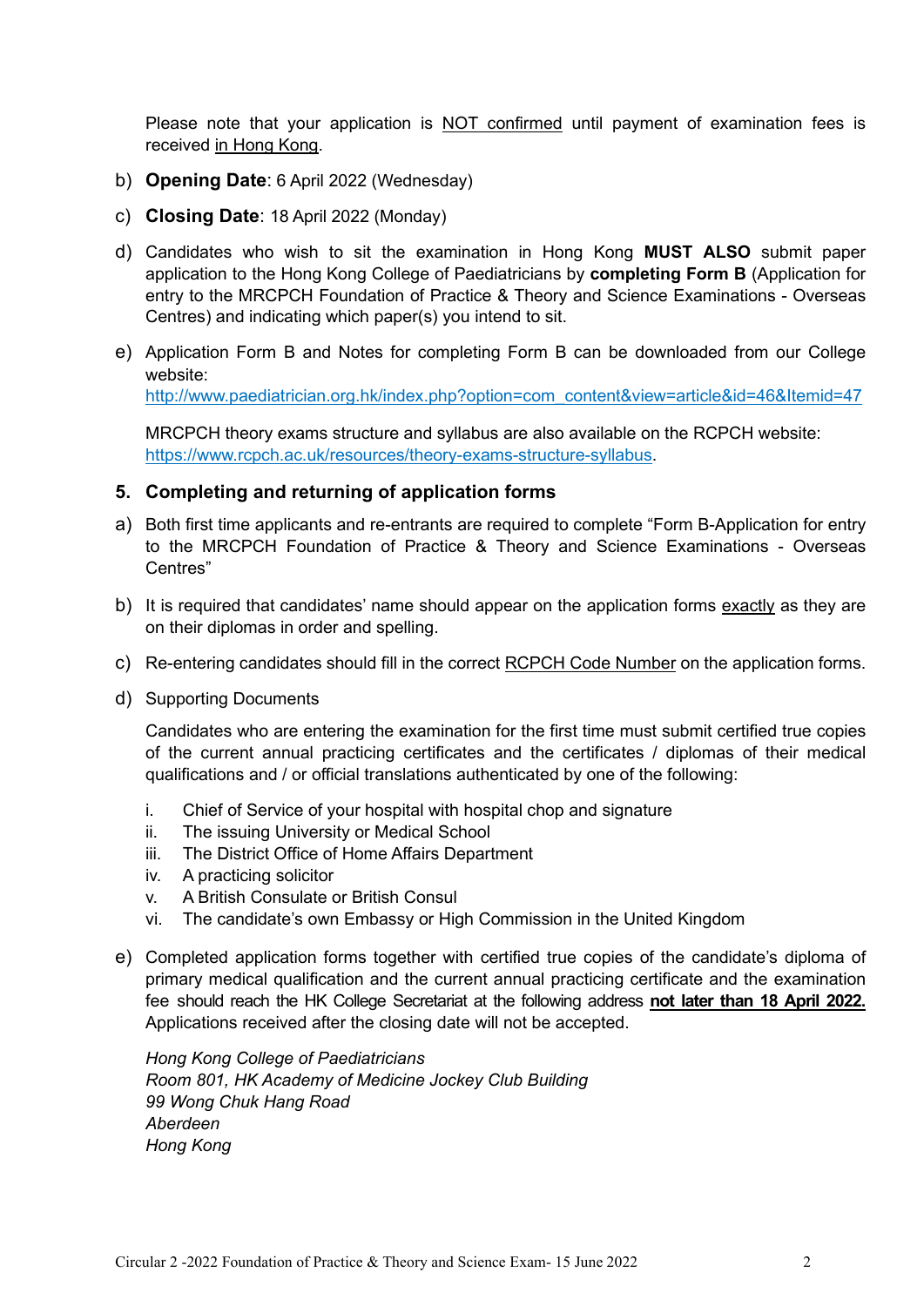Please note that your application is NOT confirmed until payment of examination fees is received in Hong Kong.

b) **Opening Date**: 6 April 2022 (Wednesday)

c) **Closing Date**: 18 April 2022 (Monday)

d) Candidates who wish to sit the examination in Hong Kong **MUST ALSO** submit paper application to the Hong Kong College of Paediatricians by **completing Form B** (Application for entry to the MRCPCH Foundation of Practice & Theory and Science Examinations - Overseas Centres) and indicating which paper(s) you intend to sit.

e) Application Form B and Notes for completing Form B can be downloaded from our College website:
http://www.paediatrician.org.hk/index.php?option=com_content&view=article&id=46&Itemid=47

MRCPCH theory exams structure and syllabus are also available on the RCPCH website: https://www.rcpch.ac.uk/resources/theory-exams-structure-syllabus.

## 5. Completing and returning of application forms

a) Both first time applicants and re-entrants are required to complete "Form B-Application for entry to the MRCPCH Foundation of Practice & Theory and Science Examinations - Overseas Centres"

b) It is required that candidates' name should appear on the application forms exactly as they are on their diplomas in order and spelling.

c) Re-entering candidates should fill in the correct RCPCH Code Number on the application forms.

d) Supporting Documents

Candidates who are entering the examination for the first time must submit certified true copies of the current annual practicing certificates and the certificates / diplomas of their medical qualifications and / or official translations authenticated by one of the following:

i. Chief of Service of your hospital with hospital chop and signature
ii. The issuing University or Medical School
iii. The District Office of Home Affairs Department
iv. A practicing solicitor
v. A British Consulate or British Consul
vi. The candidate's own Embassy or High Commission in the United Kingdom

e) Completed application forms together with certified true copies of the candidate's diploma of primary medical qualification and the current annual practicing certificate and the examination fee should reach the HK College Secretariat at the following address **not later than 18 April 2022.** Applications received after the closing date will not be accepted.

*Hong Kong College of Paediatricians*
*Room 801, HK Academy of Medicine Jockey Club Building*
*99 Wong Chuk Hang Road*
*Aberdeen*
*Hong Kong*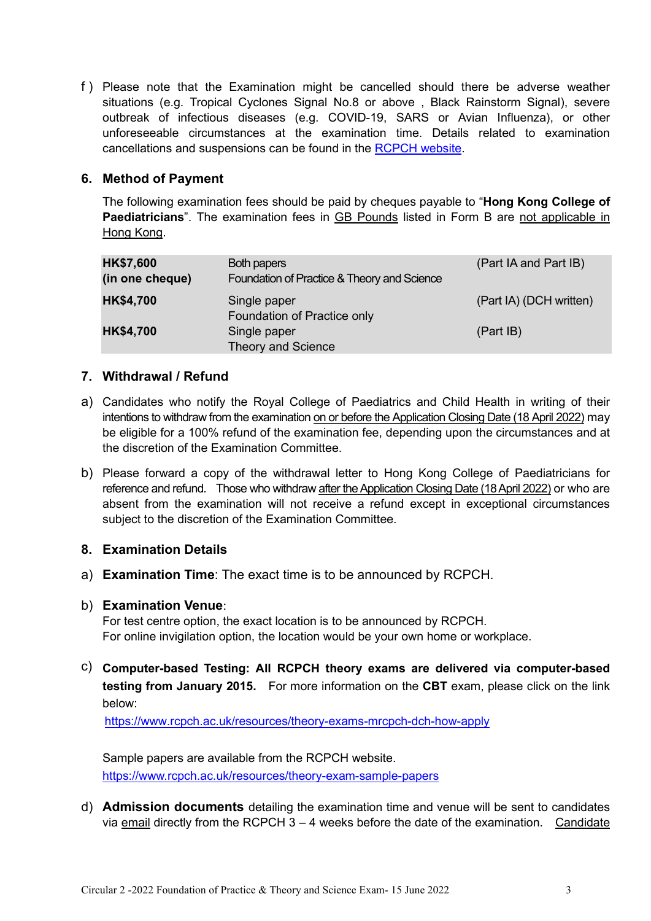f ) Please note that the Examination might be cancelled should there be adverse weather situations (e.g. Tropical Cyclones Signal No.8 or above , Black Rainstorm Signal), severe outbreak of infectious diseases (e.g. COVID-19, SARS or Avian Influenza), or other unforeseeable circumstances at the examination time. Details related to examination cancellations and suspensions can be found in the RCPCH website.

## 6. Method of Payment

The following examination fees should be paid by cheques payable to "**Hong Kong College of Paediatricians**". The examination fees in GB Pounds listed in Form B are not applicable in Hong Kong.

| | | |
|---|---|---|
| **HK$7,600 (in one cheque)** | Both papers Foundation of Practice & Theory and Science | (Part IA and Part IB) |
| **HK$4,700** | Single paper Foundation of Practice only | (Part IA) (DCH written) |
| **HK$4,700** | Single paper Theory and Science | (Part IB) |

## 7. Withdrawal / Refund

a) Candidates who notify the Royal College of Paediatrics and Child Health in writing of their intentions to withdraw from the examination on or before the Application Closing Date (18 April 2022) may be eligible for a 100% refund of the examination fee, depending upon the circumstances and at the discretion of the Examination Committee.

b) Please forward a copy of the withdrawal letter to Hong Kong College of Paediatricians for reference and refund. Those who withdraw after the Application Closing Date (18 April 2022) or who are absent from the examination will not receive a refund except in exceptional circumstances subject to the discretion of the Examination Committee.

## 8. Examination Details

a) **Examination Time**: The exact time is to be announced by RCPCH.

b) **Examination Venue**:
For test centre option, the exact location is to be announced by RCPCH.
For online invigilation option, the location would be your own home or workplace.

c) **Computer-based Testing: All RCPCH theory exams are delivered via computer-based testing from January 2015.** For more information on the **CBT** exam, please click on the link below:
https://www.rcpch.ac.uk/resources/theory-exams-mrcpch-dch-how-apply

Sample papers are available from the RCPCH website.
https://www.rcpch.ac.uk/resources/theory-exam-sample-papers

d) **Admission documents** detailing the examination time and venue will be sent to candidates via email directly from the RCPCH 3 – 4 weeks before the date of the examination. Candidate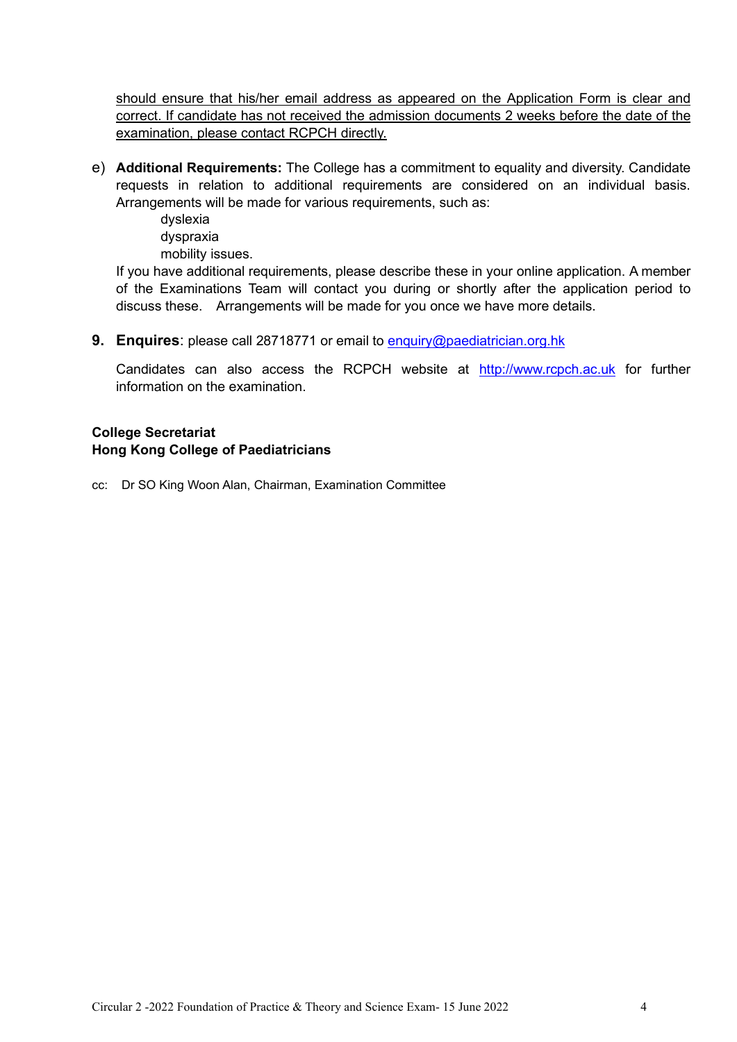should ensure that his/her email address as appeared on the Application Form is clear and correct. If candidate has not received the admission documents 2 weeks before the date of the examination, please contact RCPCH directly.

e) **Additional Requirements:** The College has a commitment to equality and diversity. Candidate requests in relation to additional requirements are considered on an individual basis. Arrangements will be made for various requirements, such as:

    dyslexia
    dyspraxia
    mobility issues.

   If you have additional requirements, please describe these in your online application. A member of the Examinations Team will contact you during or shortly after the application period to discuss these. Arrangements will be made for you once we have more details.

**9. Enquires**: please call 28718771 or email to enquiry@paediatrician.org.hk

Candidates can also access the RCPCH website at http://www.rcpch.ac.uk for further information on the examination.

**College Secretariat**
**Hong Kong College of Paediatricians**

cc: Dr SO King Woon Alan, Chairman, Examination Committee